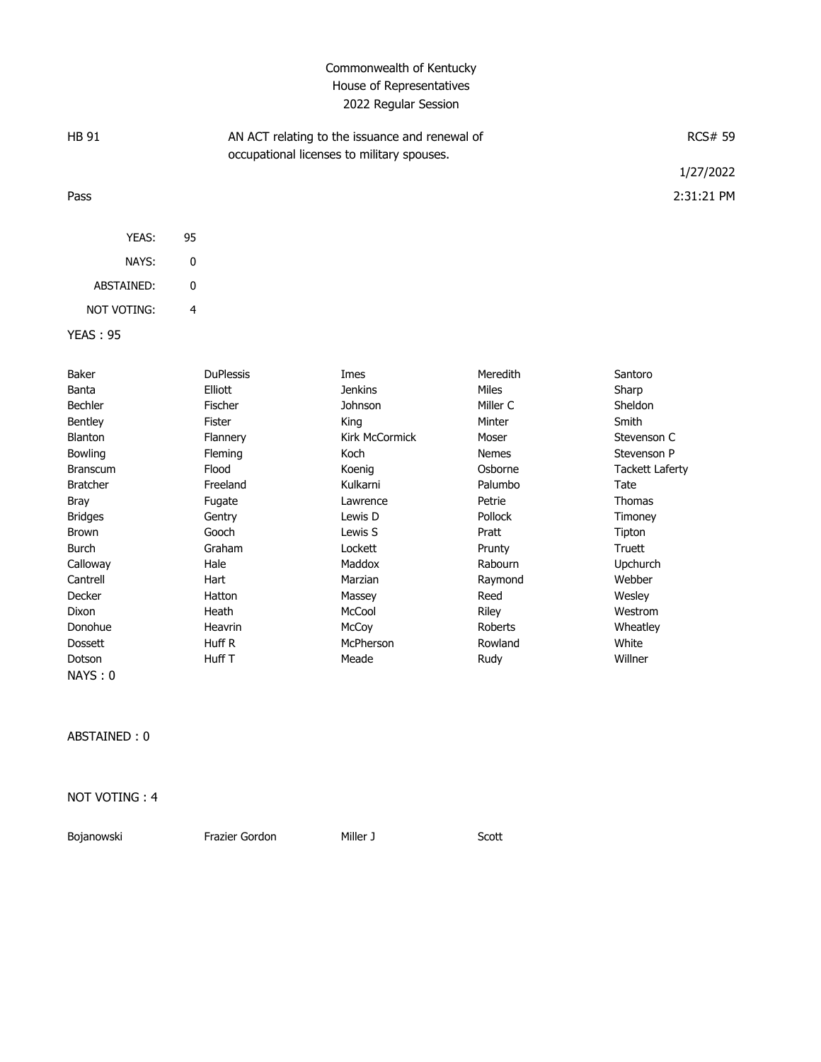# Commonwealth of Kentucky
## House of Representatives
### 2022 Regular Session

HB 91 — AN ACT relating to the issuance and renewal of occupational licenses to military spouses. — RCS# 59

1/27/2022

Pass — 2:31:21 PM

| | |
|---|---|
| YEAS: | 95 |
| NAYS: | 0 |
| ABSTAINED: | 0 |
| NOT VOTING: | 4 |

YEAS : 95

| | | | | |
|---|---|---|---|---|
| Baker | DuPlessis | Imes | Meredith | Santoro |
| Banta | Elliott | Jenkins | Miles | Sharp |
| Bechler | Fischer | Johnson | Miller C | Sheldon |
| Bentley | Fister | King | Minter | Smith |
| Blanton | Flannery | Kirk McCormick | Moser | Stevenson C |
| Bowling | Fleming | Koch | Nemes | Stevenson P |
| Branscum | Flood | Koenig | Osborne | Tackett Laferty |
| Bratcher | Freeland | Kulkarni | Palumbo | Tate |
| Bray | Fugate | Lawrence | Petrie | Thomas |
| Bridges | Gentry | Lewis D | Pollock | Timoney |
| Brown | Gooch | Lewis S | Pratt | Tipton |
| Burch | Graham | Lockett | Prunty | Truett |
| Calloway | Hale | Maddox | Rabourn | Upchurch |
| Cantrell | Hart | Marzian | Raymond | Webber |
| Decker | Hatton | Massey | Reed | Wesley |
| Dixon | Heath | McCool | Riley | Westrom |
| Donohue | Heavrin | McCoy | Roberts | Wheatley |
| Dossett | Huff R | McPherson | Rowland | White |
| Dotson | Huff T | Meade | Rudy | Willner |

NAYS : 0

ABSTAINED : 0

NOT VOTING : 4

| | | | |
|---|---|---|---|
| Bojanowski | Frazier Gordon | Miller J | Scott |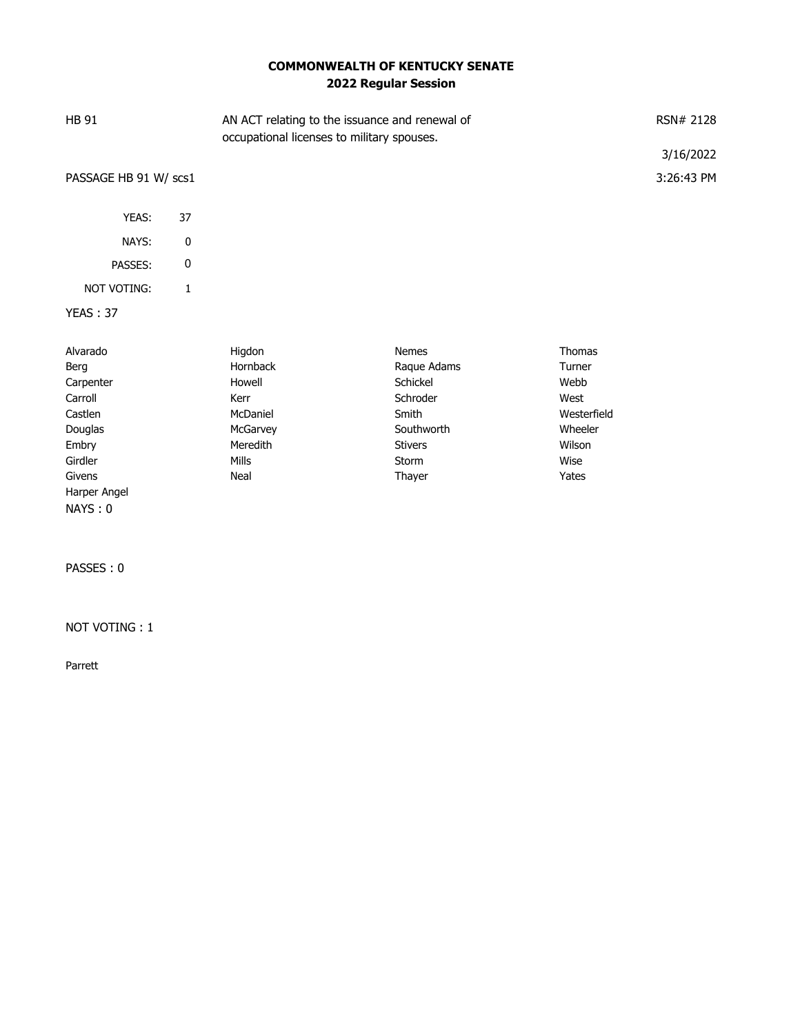# COMMONWEALTH OF KENTUCKY SENATE
## 2022 Regular Session

| HB 91 | AN ACT relating to the issuance and renewal of occupational licenses to military spouses. | RSN# 2128 |
|---|---|---|
| | | 3/16/2022 |
| PASSAGE HB 91 W/ scs1 | | 3:26:43 PM |

| | |
|---|---|
| YEAS: | 37 |
| NAYS: | 0 |
| PASSES: | 0 |
| NOT VOTING: | 1 |

**YEAS : 37**

| | | | |
|---|---|---|---|
| Alvarado | Higdon | Nemes | Thomas |
| Berg | Hornback | Raque Adams | Turner |
| Carpenter | Howell | Schickel | Webb |
| Carroll | Kerr | Schroder | West |
| Castlen | McDaniel | Smith | Westerfield |
| Douglas | McGarvey | Southworth | Wheeler |
| Embry | Meredith | Stivers | Wilson |
| Girdler | Mills | Storm | Wise |
| Givens | Neal | Thayer | Yates |
| Harper Angel | | | |

**NAYS : 0**

**PASSES : 0**

**NOT VOTING : 1**

Parrett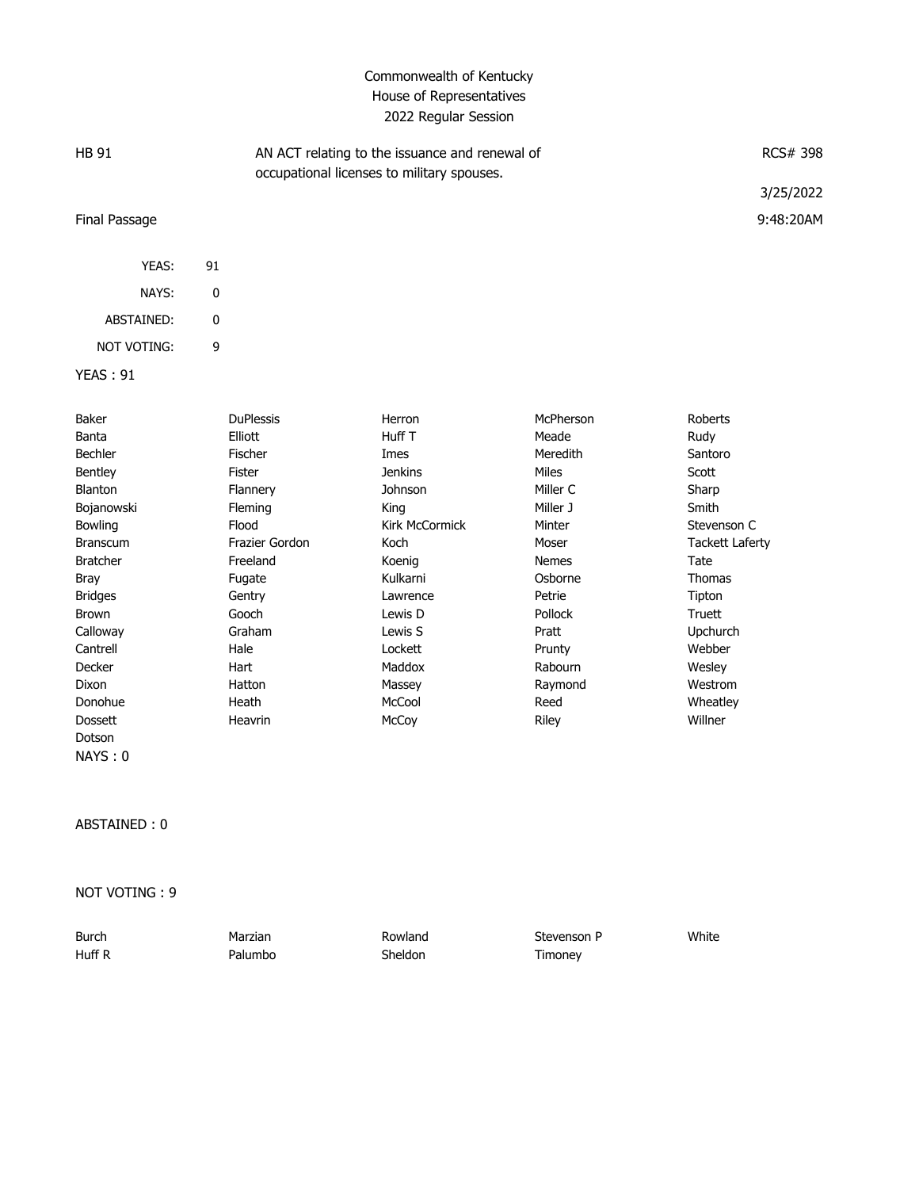Commonwealth of Kentucky
House of Representatives
2022 Regular Session

| | | |
|---|---|---|
| HB 91 | AN ACT relating to the issuance and renewal of occupational licenses to military spouses. | RCS# 398 |
| | | 3/25/2022 |
| Final Passage | | 9:48:20AM |

| | |
|---|---|
| YEAS: | 91 |
| NAYS: | 0 |
| ABSTAINED: | 0 |
| NOT VOTING: | 9 |

YEAS : 91

| | | | | |
|---|---|---|---|---|
| Baker | DuPlessis | Herron | McPherson | Roberts |
| Banta | Elliott | Huff T | Meade | Rudy |
| Bechler | Fischer | Imes | Meredith | Santoro |
| Bentley | Fister | Jenkins | Miles | Scott |
| Blanton | Flannery | Johnson | Miller C | Sharp |
| Bojanowski | Fleming | King | Miller J | Smith |
| Bowling | Flood | Kirk McCormick | Minter | Stevenson C |
| Branscum | Frazier Gordon | Koch | Moser | Tackett Laferty |
| Bratcher | Freeland | Koenig | Nemes | Tate |
| Bray | Fugate | Kulkarni | Osborne | Thomas |
| Bridges | Gentry | Lawrence | Petrie | Tipton |
| Brown | Gooch | Lewis D | Pollock | Truett |
| Calloway | Graham | Lewis S | Pratt | Upchurch |
| Cantrell | Hale | Lockett | Prunty | Webber |
| Decker | Hart | Maddox | Rabourn | Wesley |
| Dixon | Hatton | Massey | Raymond | Westrom |
| Donohue | Heath | McCool | Reed | Wheatley |
| Dossett | Heavrin | McCoy | Riley | Willner |
| Dotson | | | | |

NAYS : 0

ABSTAINED : 0

NOT VOTING : 9

| | | | | |
|---|---|---|---|---|
| Burch | Marzian | Rowland | Stevenson P | White |
| Huff R | Palumbo | Sheldon | Timoney | |